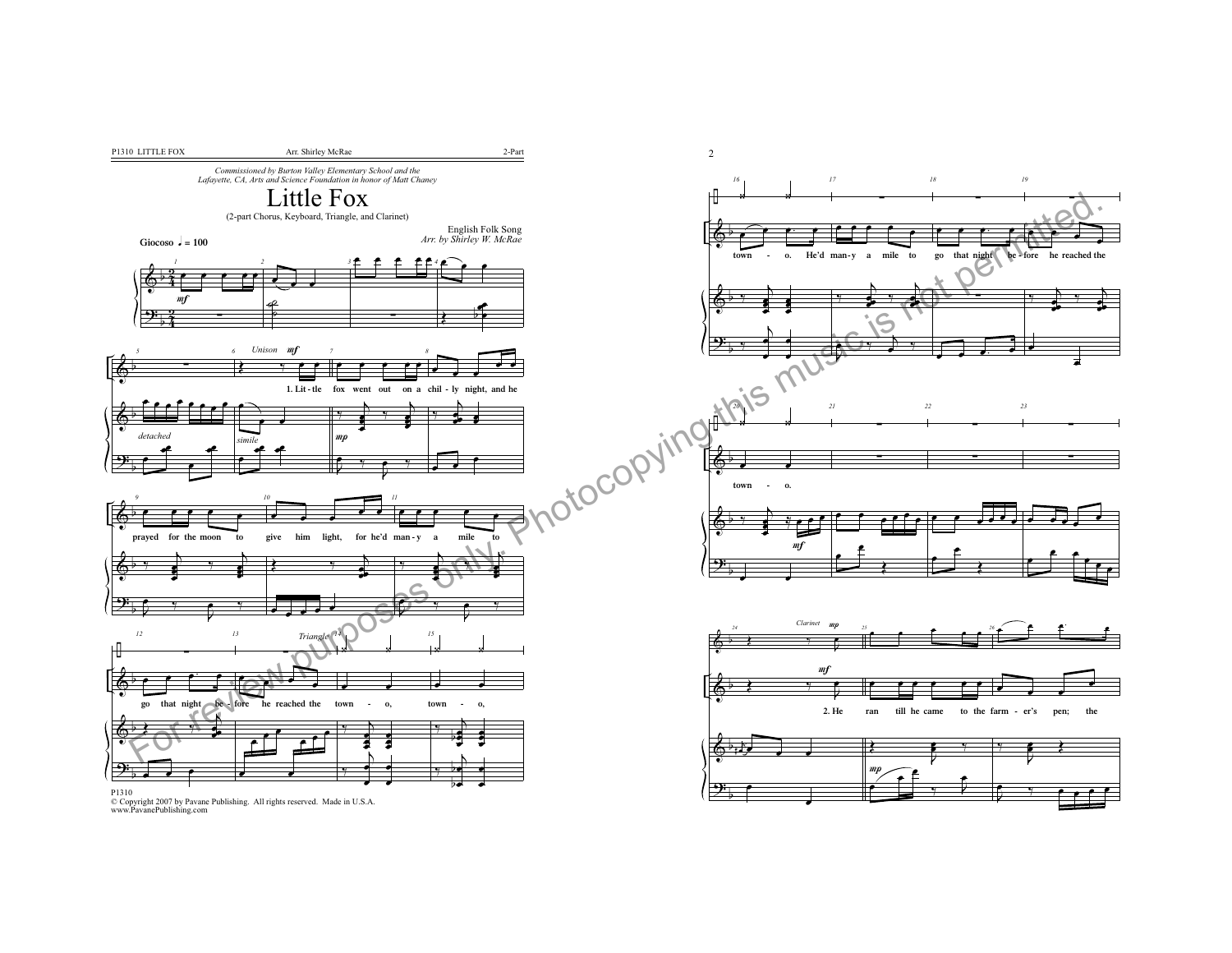Commissioned by Burton Valley Elementary School and the Lafayette, CA, Arts and Science Foundation in honor of Matt Chaney

# Little Fox

(2-part Chorus, Keyboard, Triangle, and Clarinet)

English Folk Song
*Arr. by Shirley W. McRae*

**Giocoso** ♩ = 100

1. Lit - tle fox went out on a chil - ly night, and he prayed for the moon to give him light, for he'd man - y a mile to go that night be - fore he reached the town - o, town - o, town - o. He'd man - y a mile to go that night be - fore he reached the town - o.

2. He ran till he came to the farm - er's pen; the

P1310
© Copyright 2007 by Pavane Publishing. All rights reserved. Made in U.S.A.
www.PavanePublishing.com

For review purposes only. Photocopying this music is not permitted.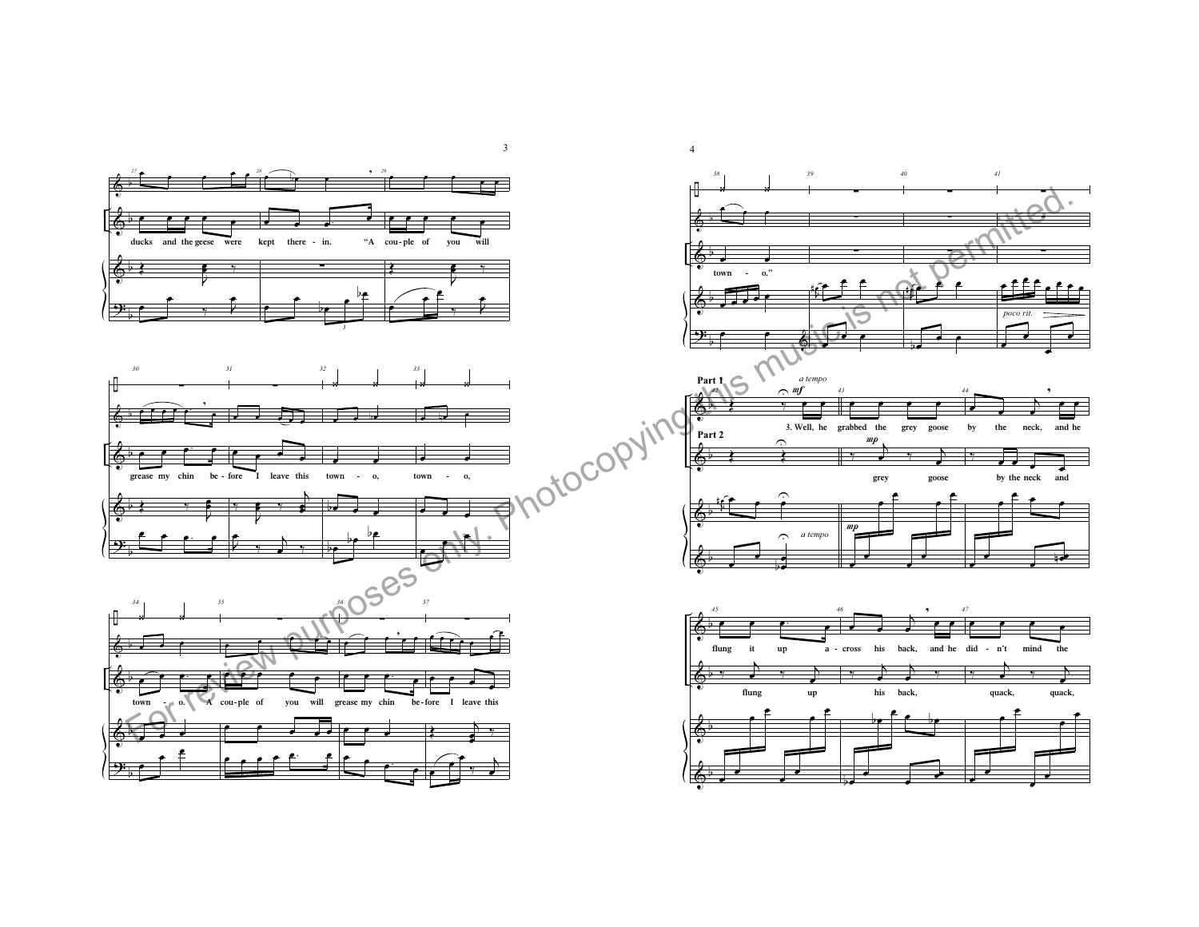ducks and the geese were kept there - in. "A cou - ple of you will

grease my chin be - fore I leave this town - o, town - o,

town - o. A cou - ple of you will grease my chin be - fore I leave this

town - o."

*poco rit.*

**Part 1**

*a tempo*

*mf*

3. Well, he grabbed the grey goose by the neck, and he

**Part 2**

*mp*

grey goose by the neck and

*mp*

*a tempo*

flung it up a - cross his back, and he did - n't mind the

flung up his back, quack, quack,

For review purposes only. Photocopying this music is not permitted.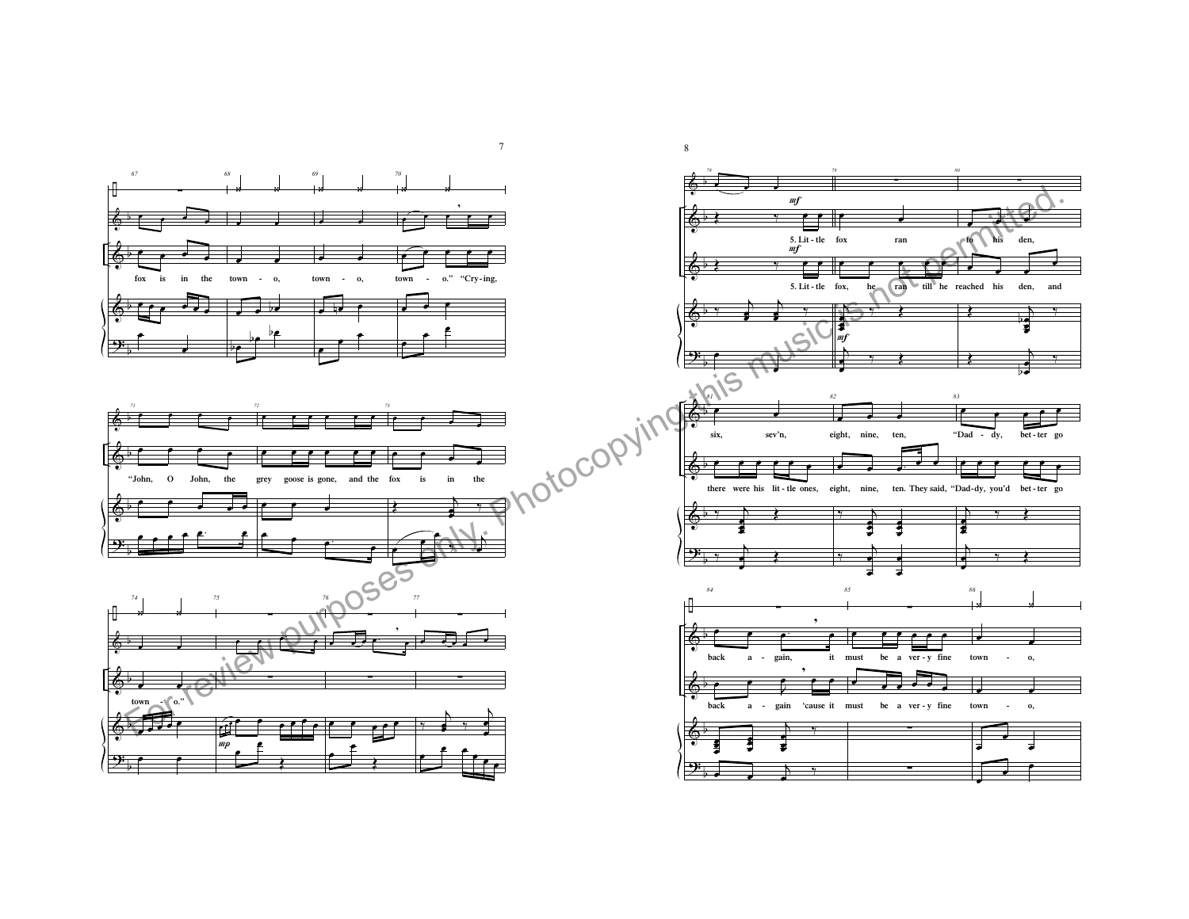fox is in the town - o, town - o, town - o." "Cry - ing,

"John, O John, the grey goose is gone, and the fox is in the

town - o."

*mp*

*mf*

5. Lit - tle fox ran to his den,

5. Lit - tle fox, he ran till he reached his den, and

six, sev'n, eight, nine, ten, "Dad - dy, bet - ter go

there were his lit - tle ones, eight, nine, ten. They said, "Dad-dy, you'd bet - ter go

back a - gain, it must be a ver - y fine town - o,

back a - gain 'cause it must be a ver - y fine town - o,

For review purposes only. Photocopying this music is not permitted.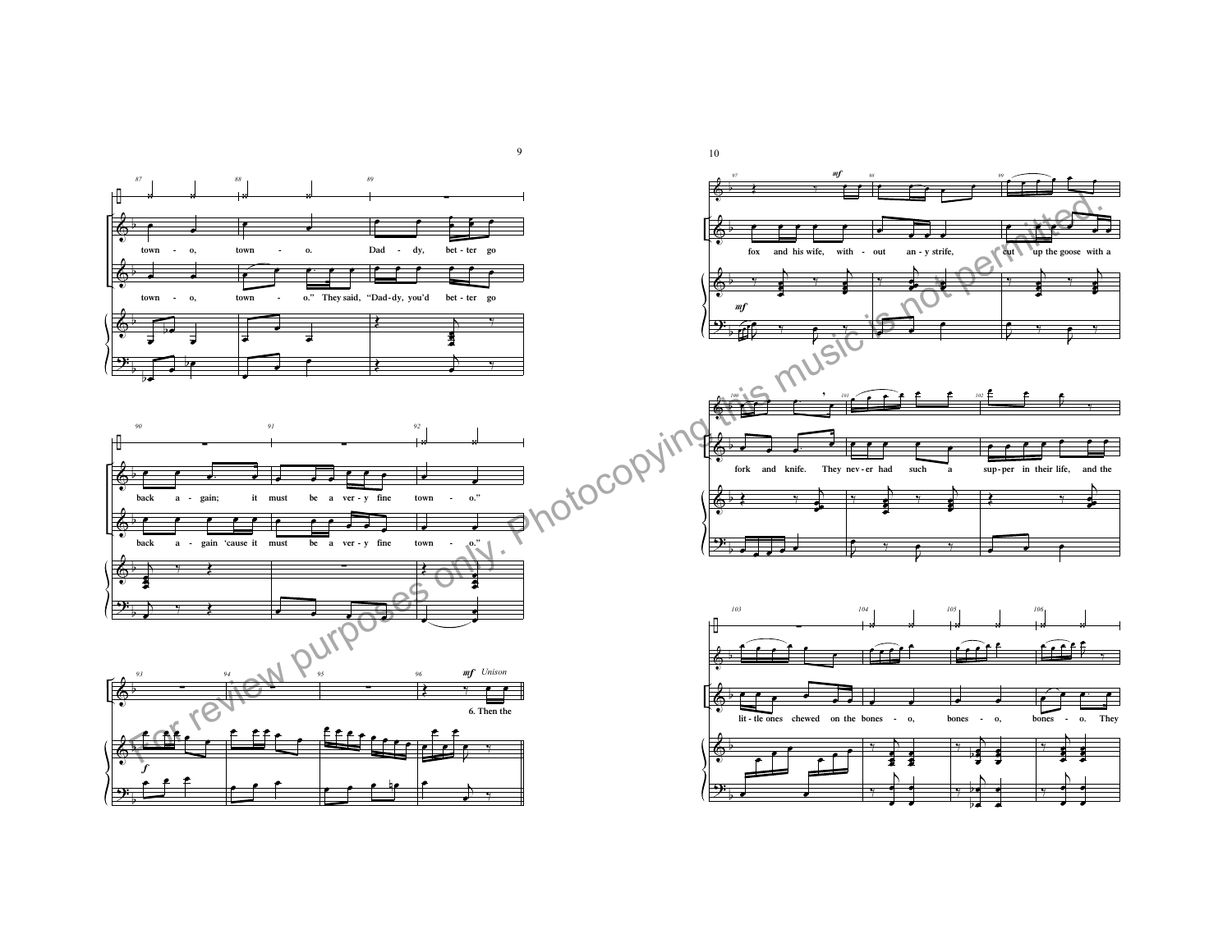town - o, town - o. Dad - dy, bet - ter go back a - gain; it must be a ver - y fine town - o."

town - o, town - o." They said, "Dad - dy, you'd bet - ter go back a - gain 'cause it must be a ver - y fine town - o."

*mf* *Unison*

6. Then the fox and his wife, with - out an - y strife, cut up the goose with a fork and knife. They nev - er had such a sup - per in their life, and the lit - tle ones chewed on the bones - o, bones - o, bones - o. They

For review purposes only. Photocopying this music is not permitted.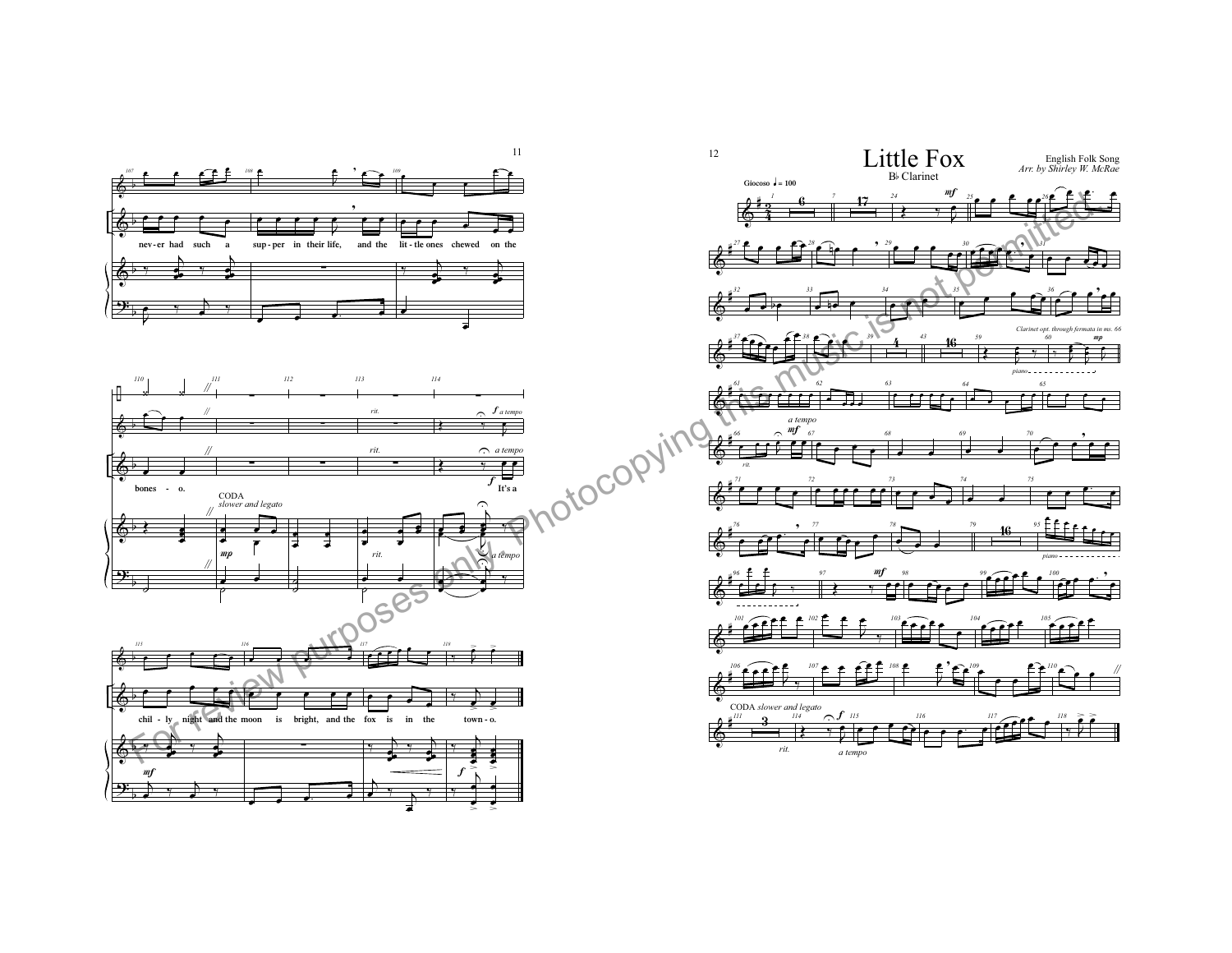# Little Fox

B♭ Clarinet

English Folk Song
*Arr. by Shirley W. McRae*

Giocoso ♩ = 100

*Clarinet opt. through fermata in ms. 66*

nev - er had such a sup - per in their life, and the lit - tle ones chewed on the bones - o.

It's a chil - ly night and the moon is bright, and the fox is in the town - o.

CODA *slower and legato*

For review purposes only. Photocopying this music is not permitted.